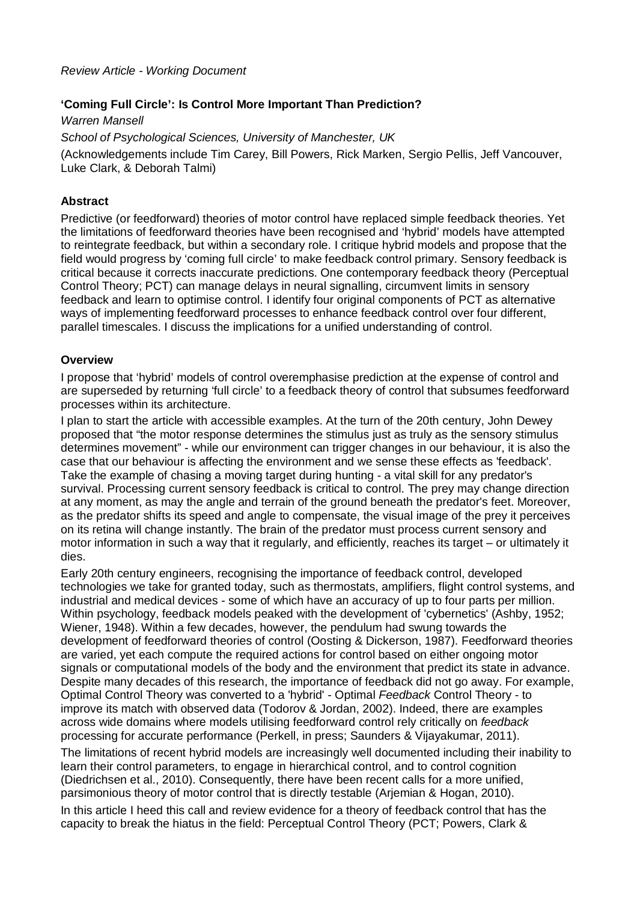*Review Article - Working Document*

# 'Coming Full Circle': Is Control More Important Than Prediction?

*Warren Mansell*

*School of Psychological Sciences, University of Manchester, UK*

(Acknowledgements include Tim Carey, Bill Powers, Rick Marken, Sergio Pellis, Jeff Vancouver, Luke Clark, & Deborah Talmi)

## Abstract

Predictive (or feedforward) theories of motor control have replaced simple feedback theories. Yet the limitations of feedforward theories have been recognised and 'hybrid' models have attempted to reintegrate feedback, but within a secondary role. I critique hybrid models and propose that the field would progress by 'coming full circle' to make feedback control primary. Sensory feedback is critical because it corrects inaccurate predictions. One contemporary feedback theory (Perceptual Control Theory; PCT) can manage delays in neural signalling, circumvent limits in sensory feedback and learn to optimise control. I identify four original components of PCT as alternative ways of implementing feedforward processes to enhance feedback control over four different, parallel timescales. I discuss the implications for a unified understanding of control.

## Overview

I propose that 'hybrid' models of control overemphasise prediction at the expense of control and are superseded by returning 'full circle' to a feedback theory of control that subsumes feedforward processes within its architecture.

I plan to start the article with accessible examples. At the turn of the 20th century, John Dewey proposed that "the motor response determines the stimulus just as truly as the sensory stimulus determines movement" - while our environment can trigger changes in our behaviour, it is also the case that our behaviour is affecting the environment and we sense these effects as 'feedback'. Take the example of chasing a moving target during hunting - a vital skill for any predator's survival. Processing current sensory feedback is critical to control. The prey may change direction at any moment, as may the angle and terrain of the ground beneath the predator's feet. Moreover, as the predator shifts its speed and angle to compensate, the visual image of the prey it perceives on its retina will change instantly. The brain of the predator must process current sensory and motor information in such a way that it regularly, and efficiently, reaches its target – or ultimately it dies.

Early 20th century engineers, recognising the importance of feedback control, developed technologies we take for granted today, such as thermostats, amplifiers, flight control systems, and industrial and medical devices - some of which have an accuracy of up to four parts per million. Within psychology, feedback models peaked with the development of 'cybernetics' (Ashby, 1952; Wiener, 1948). Within a few decades, however, the pendulum had swung towards the development of feedforward theories of control (Oosting & Dickerson, 1987). Feedforward theories are varied, yet each compute the required actions for control based on either ongoing motor signals or computational models of the body and the environment that predict its state in advance. Despite many decades of this research, the importance of feedback did not go away. For example, Optimal Control Theory was converted to a 'hybrid' - Optimal *Feedback* Control Theory - to improve its match with observed data (Todorov & Jordan, 2002). Indeed, there are examples across wide domains where models utilising feedforward control rely critically on *feedback* processing for accurate performance (Perkell, in press; Saunders & Vijayakumar, 2011).

The limitations of recent hybrid models are increasingly well documented including their inability to learn their control parameters, to engage in hierarchical control, and to control cognition (Diedrichsen et al., 2010). Consequently, there have been recent calls for a more unified, parsimonious theory of motor control that is directly testable (Arjemian & Hogan, 2010).

In this article I heed this call and review evidence for a theory of feedback control that has the capacity to break the hiatus in the field: Perceptual Control Theory (PCT; Powers, Clark &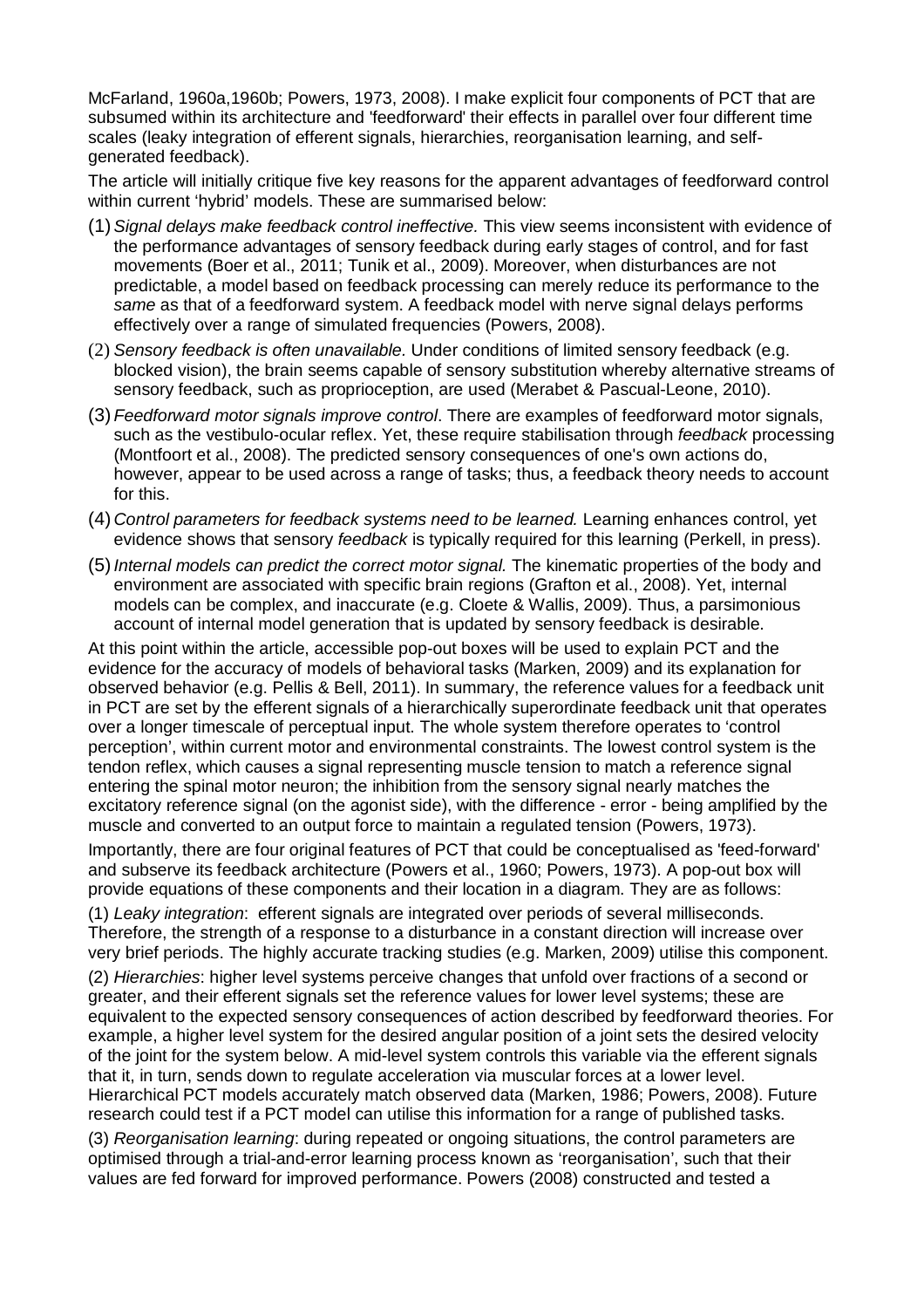McFarland, 1960a,1960b; Powers, 1973, 2008). I make explicit four components of PCT that are subsumed within its architecture and 'feedforward' their effects in parallel over four different time scales (leaky integration of efferent signals, hierarchies, reorganisation learning, and self-generated feedback).

The article will initially critique five key reasons for the apparent advantages of feedforward control within current 'hybrid' models. These are summarised below:

(1) *Signal delays make feedback control ineffective.* This view seems inconsistent with evidence of the performance advantages of sensory feedback during early stages of control, and for fast movements (Boer et al., 2011; Tunik et al., 2009). Moreover, when disturbances are not predictable, a model based on feedback processing can merely reduce its performance to the *same* as that of a feedforward system. A feedback model with nerve signal delays performs effectively over a range of simulated frequencies (Powers, 2008).

(2) *Sensory feedback is often unavailable.* Under conditions of limited sensory feedback (e.g. blocked vision), the brain seems capable of sensory substitution whereby alternative streams of sensory feedback, such as proprioception, are used (Merabet & Pascual-Leone, 2010).

(3) *Feedforward motor signals improve control*. There are examples of feedforward motor signals, such as the vestibulo-ocular reflex. Yet, these require stabilisation through *feedback* processing (Montfoort et al., 2008). The predicted sensory consequences of one's own actions do, however, appear to be used across a range of tasks; thus, a feedback theory needs to account for this.

(4) *Control parameters for feedback systems need to be learned.* Learning enhances control, yet evidence shows that sensory *feedback* is typically required for this learning (Perkell, in press).

(5) *Internal models can predict the correct motor signal.* The kinematic properties of the body and environment are associated with specific brain regions (Grafton et al., 2008). Yet, internal models can be complex, and inaccurate (e.g. Cloete & Wallis, 2009). Thus, a parsimonious account of internal model generation that is updated by sensory feedback is desirable.

At this point within the article, accessible pop-out boxes will be used to explain PCT and the evidence for the accuracy of models of behavioral tasks (Marken, 2009) and its explanation for observed behavior (e.g. Pellis & Bell, 2011). In summary, the reference values for a feedback unit in PCT are set by the efferent signals of a hierarchically superordinate feedback unit that operates over a longer timescale of perceptual input. The whole system therefore operates to 'control perception', within current motor and environmental constraints. The lowest control system is the tendon reflex, which causes a signal representing muscle tension to match a reference signal entering the spinal motor neuron; the inhibition from the sensory signal nearly matches the excitatory reference signal (on the agonist side), with the difference - error - being amplified by the muscle and converted to an output force to maintain a regulated tension (Powers, 1973).

Importantly, there are four original features of PCT that could be conceptualised as 'feed-forward' and subserve its feedback architecture (Powers et al., 1960; Powers, 1973). A pop-out box will provide equations of these components and their location in a diagram. They are as follows:

(1) *Leaky integration*: efferent signals are integrated over periods of several milliseconds. Therefore, the strength of a response to a disturbance in a constant direction will increase over very brief periods. The highly accurate tracking studies (e.g. Marken, 2009) utilise this component.

(2) *Hierarchies*: higher level systems perceive changes that unfold over fractions of a second or greater, and their efferent signals set the reference values for lower level systems; these are equivalent to the expected sensory consequences of action described by feedforward theories. For example, a higher level system for the desired angular position of a joint sets the desired velocity of the joint for the system below. A mid-level system controls this variable via the efferent signals that it, in turn, sends down to regulate acceleration via muscular forces at a lower level. Hierarchical PCT models accurately match observed data (Marken, 1986; Powers, 2008). Future research could test if a PCT model can utilise this information for a range of published tasks.

(3) *Reorganisation learning*: during repeated or ongoing situations, the control parameters are optimised through a trial-and-error learning process known as 'reorganisation', such that their values are fed forward for improved performance. Powers (2008) constructed and tested a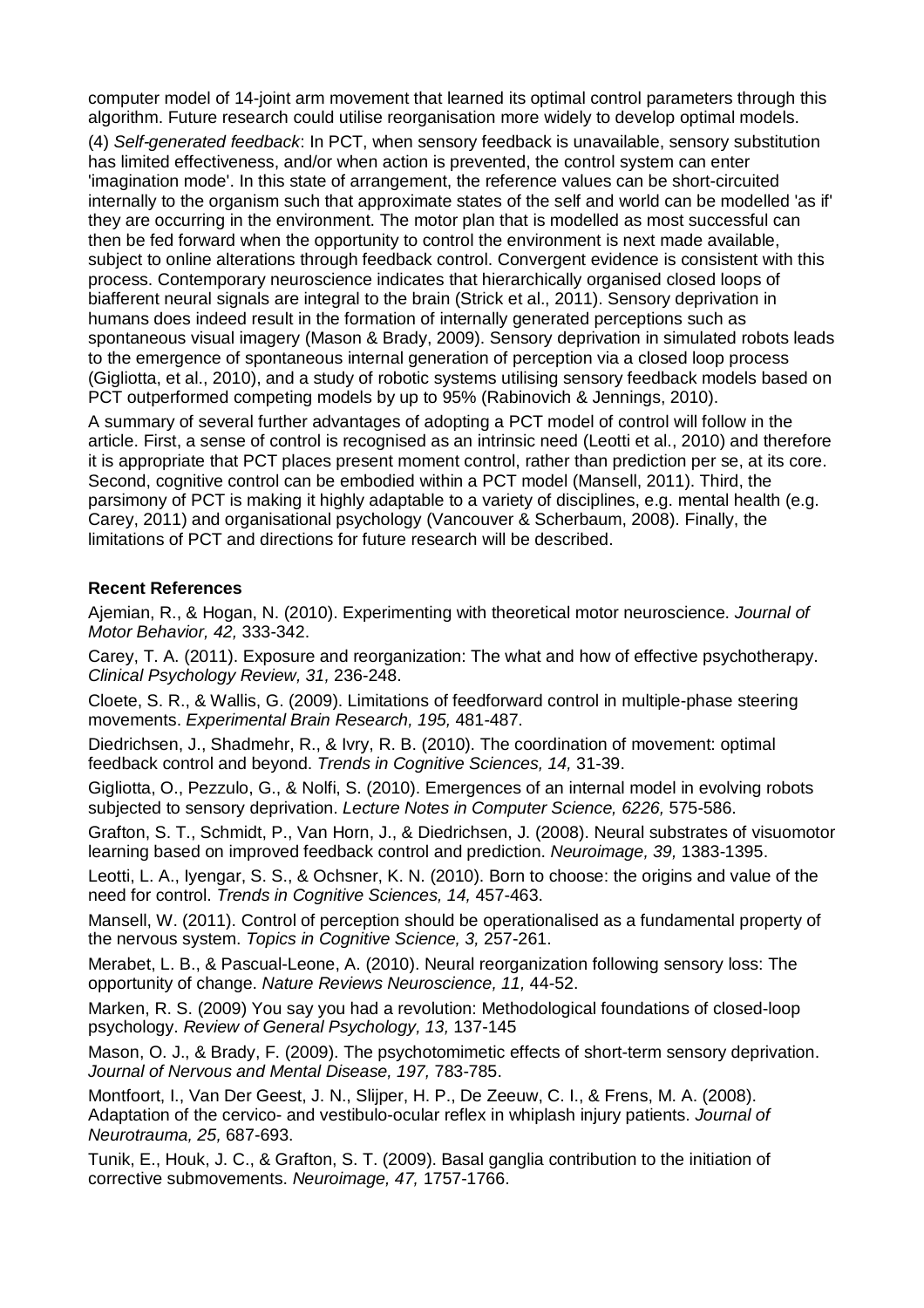computer model of 14-joint arm movement that learned its optimal control parameters through this algorithm. Future research could utilise reorganisation more widely to develop optimal models.

(4) *Self-generated feedback*: In PCT, when sensory feedback is unavailable, sensory substitution has limited effectiveness, and/or when action is prevented, the control system can enter 'imagination mode'. In this state of arrangement, the reference values can be short-circuited internally to the organism such that approximate states of the self and world can be modelled 'as if' they are occurring in the environment. The motor plan that is modelled as most successful can then be fed forward when the opportunity to control the environment is next made available, subject to online alterations through feedback control. Convergent evidence is consistent with this process. Contemporary neuroscience indicates that hierarchically organised closed loops of biafferent neural signals are integral to the brain (Strick et al., 2011). Sensory deprivation in humans does indeed result in the formation of internally generated perceptions such as spontaneous visual imagery (Mason & Brady, 2009). Sensory deprivation in simulated robots leads to the emergence of spontaneous internal generation of perception via a closed loop process (Gigliotta, et al., 2010), and a study of robotic systems utilising sensory feedback models based on PCT outperformed competing models by up to 95% (Rabinovich & Jennings, 2010).

A summary of several further advantages of adopting a PCT model of control will follow in the article. First, a sense of control is recognised as an intrinsic need (Leotti et al., 2010) and therefore it is appropriate that PCT places present moment control, rather than prediction per se, at its core. Second, cognitive control can be embodied within a PCT model (Mansell, 2011). Third, the parsimony of PCT is making it highly adaptable to a variety of disciplines, e.g. mental health (e.g. Carey, 2011) and organisational psychology (Vancouver & Scherbaum, 2008). Finally, the limitations of PCT and directions for future research will be described.

**Recent References**

Ajemian, R., & Hogan, N. (2010). Experimenting with theoretical motor neuroscience. *Journal of Motor Behavior, 42,* 333-342.

Carey, T. A. (2011). Exposure and reorganization: The what and how of effective psychotherapy. *Clinical Psychology Review, 31,* 236-248.

Cloete, S. R., & Wallis, G. (2009). Limitations of feedforward control in multiple-phase steering movements. *Experimental Brain Research, 195,* 481-487.

Diedrichsen, J., Shadmehr, R., & Ivry, R. B. (2010). The coordination of movement: optimal feedback control and beyond. *Trends in Cognitive Sciences, 14,* 31-39.

Gigliotta, O., Pezzulo, G., & Nolfi, S. (2010). Emergences of an internal model in evolving robots subjected to sensory deprivation. *Lecture Notes in Computer Science, 6226,* 575-586.

Grafton, S. T., Schmidt, P., Van Horn, J., & Diedrichsen, J. (2008). Neural substrates of visuomotor learning based on improved feedback control and prediction. *Neuroimage, 39,* 1383-1395.

Leotti, L. A., Iyengar, S. S., & Ochsner, K. N. (2010). Born to choose: the origins and value of the need for control. *Trends in Cognitive Sciences, 14,* 457-463.

Mansell, W. (2011). Control of perception should be operationalised as a fundamental property of the nervous system. *Topics in Cognitive Science, 3,* 257-261.

Merabet, L. B., & Pascual-Leone, A. (2010). Neural reorganization following sensory loss: The opportunity of change. *Nature Reviews Neuroscience, 11,* 44-52.

Marken, R. S. (2009) You say you had a revolution: Methodological foundations of closed-loop psychology. *Review of General Psychology, 13,* 137-145

Mason, O. J., & Brady, F. (2009). The psychotomimetic effects of short-term sensory deprivation. *Journal of Nervous and Mental Disease, 197,* 783-785.

Montfoort, I., Van Der Geest, J. N., Slijper, H. P., De Zeeuw, C. I., & Frens, M. A. (2008). Adaptation of the cervico- and vestibulo-ocular reflex in whiplash injury patients. *Journal of Neurotrauma, 25,* 687-693.

Tunik, E., Houk, J. C., & Grafton, S. T. (2009). Basal ganglia contribution to the initiation of corrective submovements. *Neuroimage, 47,* 1757-1766.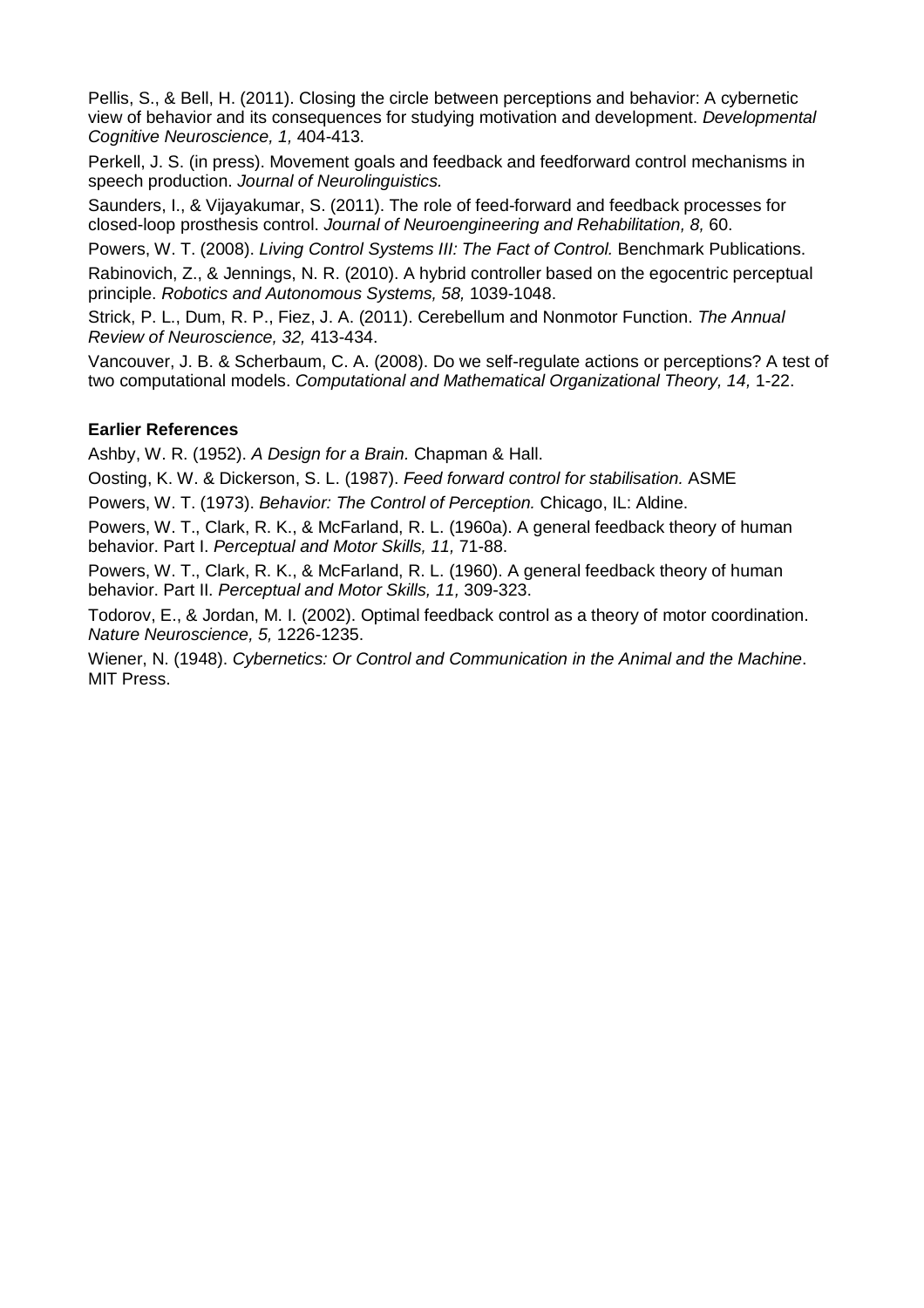Pellis, S., & Bell, H. (2011). Closing the circle between perceptions and behavior: A cybernetic view of behavior and its consequences for studying motivation and development. *Developmental Cognitive Neuroscience, 1,* 404-413.

Perkell, J. S. (in press). Movement goals and feedback and feedforward control mechanisms in speech production. *Journal of Neurolinguistics.*

Saunders, I., & Vijayakumar, S. (2011). The role of feed-forward and feedback processes for closed-loop prosthesis control. *Journal of Neuroengineering and Rehabilitation, 8,* 60.

Powers, W. T. (2008). *Living Control Systems III: The Fact of Control.* Benchmark Publications.

Rabinovich, Z., & Jennings, N. R. (2010). A hybrid controller based on the egocentric perceptual principle. *Robotics and Autonomous Systems, 58,* 1039-1048.

Strick, P. L., Dum, R. P., Fiez, J. A. (2011). Cerebellum and Nonmotor Function. *The Annual Review of Neuroscience, 32,* 413-434.

Vancouver, J. B. & Scherbaum, C. A. (2008). Do we self-regulate actions or perceptions? A test of two computational models. *Computational and Mathematical Organizational Theory, 14,* 1-22.

**Earlier References**

Ashby, W. R. (1952). *A Design for a Brain.* Chapman & Hall.

Oosting, K. W. & Dickerson, S. L. (1987). *Feed forward control for stabilisation.* ASME

Powers, W. T. (1973). *Behavior: The Control of Perception.* Chicago, IL: Aldine.

Powers, W. T., Clark, R. K., & McFarland, R. L. (1960a). A general feedback theory of human behavior. Part I. *Perceptual and Motor Skills, 11,* 71-88.

Powers, W. T., Clark, R. K., & McFarland, R. L. (1960). A general feedback theory of human behavior. Part II. *Perceptual and Motor Skills, 11,* 309-323.

Todorov, E., & Jordan, M. I. (2002). Optimal feedback control as a theory of motor coordination. *Nature Neuroscience, 5,* 1226-1235.

Wiener, N. (1948). *Cybernetics: Or Control and Communication in the Animal and the Machine*. MIT Press.